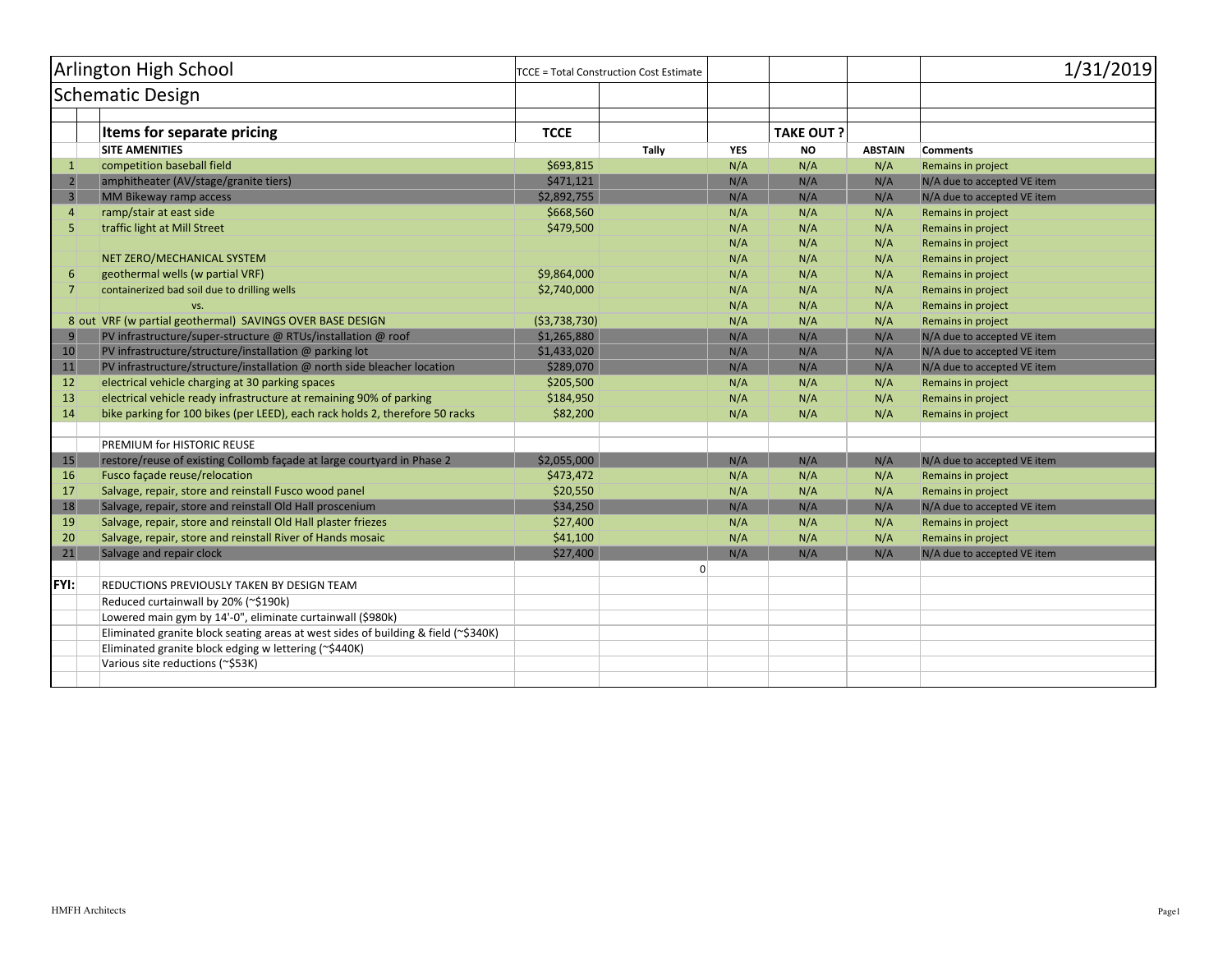| Arlington High School | | TCCE = Total Construction Cost Estimate | | | | | 1/31/2019 |
|---|---|---|---|---|---|---|---|
| Schematic Design | | | | | | | |
| | | | | | | | |
| | Items for separate pricing | TCCE | | | TAKE OUT ? | | |
| | SITE AMENITIES | | Tally | YES | NO | ABSTAIN | Comments |
| 1 | competition baseball field | $693,815 | | N/A | N/A | N/A | Remains in project |
| 2 | amphitheater (AV/stage/granite tiers) | $471,121 | | N/A | N/A | N/A | N/A due to accepted VE item |
| 3 | MM Bikeway ramp access | $2,892,755 | | N/A | N/A | N/A | N/A due to accepted VE item |
| 4 | ramp/stair at east side | $668,560 | | N/A | N/A | N/A | Remains in project |
| 5 | traffic light at Mill Street | $479,500 | | N/A | N/A | N/A | Remains in project |
| | | | | N/A | N/A | N/A | Remains in project |
| | NET ZERO/MECHANICAL SYSTEM | | | N/A | N/A | N/A | Remains in project |
| 6 | geothermal wells (w partial VRF) | $9,864,000 | | N/A | N/A | N/A | Remains in project |
| 7 | containerized bad soil due to drilling wells | $2,740,000 | | N/A | N/A | N/A | Remains in project |
| | vs. | | | N/A | N/A | N/A | Remains in project |
| 8 out | VRF (w partial geothermal) SAVINGS OVER BASE DESIGN | ($3,738,730) | | N/A | N/A | N/A | Remains in project |
| 9 | PV infrastructure/super-structure @ RTUs/installation @ roof | $1,265,880 | | N/A | N/A | N/A | N/A due to accepted VE item |
| 10 | PV infrastructure/structure/installation @ parking lot | $1,433,020 | | N/A | N/A | N/A | N/A due to accepted VE item |
| 11 | PV infrastructure/structure/installation @ north side bleacher location | $289,070 | | N/A | N/A | N/A | N/A due to accepted VE item |
| 12 | electrical vehicle charging at 30 parking spaces | $205,500 | | N/A | N/A | N/A | Remains in project |
| 13 | electrical vehicle ready infrastructure at remaining 90% of parking | $184,950 | | N/A | N/A | N/A | Remains in project |
| 14 | bike parking for 100 bikes (per LEED), each rack holds 2, therefore 50 racks | $82,200 | | N/A | N/A | N/A | Remains in project |
| | | | | | | | |
| | PREMIUM for HISTORIC REUSE | | | | | | |
| 15 | restore/reuse of existing Collomb façade at large courtyard in Phase 2 | $2,055,000 | | N/A | N/A | N/A | N/A due to accepted VE item |
| 16 | Fusco façade reuse/relocation | $473,472 | | N/A | N/A | N/A | Remains in project |
| 17 | Salvage, repair, store and reinstall Fusco wood panel | $20,550 | | N/A | N/A | N/A | Remains in project |
| 18 | Salvage, repair, store and reinstall Old Hall proscenium | $34,250 | | N/A | N/A | N/A | N/A due to accepted VE item |
| 19 | Salvage, repair, store and reinstall Old Hall plaster friezes | $27,400 | | N/A | N/A | N/A | Remains in project |
| 20 | Salvage, repair, store and reinstall River of Hands mosaic | $41,100 | | N/A | N/A | N/A | Remains in project |
| 21 | Salvage and repair clock | $27,400 | | N/A | N/A | N/A | N/A due to accepted VE item |
| | | | 0 | | | | |
| FYI: | REDUCTIONS PREVIOUSLY TAKEN BY DESIGN TEAM | | | | | | |
| | Reduced curtainwall by 20% (~$190k) | | | | | | |
| | Lowered main gym by 14'-0", eliminate curtainwall ($980k) | | | | | | |
| | Eliminated granite block seating areas at west sides of building & field (~$340K) | | | | | | |
| | Eliminated granite block edging w lettering (~$440K) | | | | | | |
| | Various site reductions (~$53K) | | | | | | |

HMFH Architects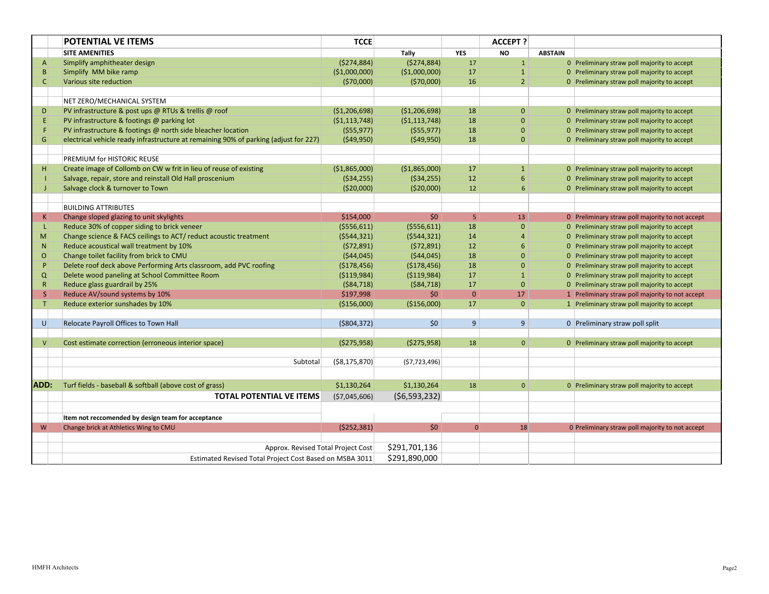| | POTENTIAL VE ITEMS | TCCE | | | ACCEPT ? | | |
|---|---|---|---|---|---|---|---|
| | **SITE AMENITIES** | | **Tally** | **YES** | **NO** | **ABSTAIN** | |
| A | Simplify amphitheater design | ($274,884) | ($274,884) | 17 | 1 | 0 | Preliminary straw poll majority to accept |
| B | Simplify MM bike ramp | ($1,000,000) | ($1,000,000) | 17 | 1 | 0 | Preliminary straw poll majority to accept |
| C | Various site reduction | ($70,000) | ($70,000) | 16 | 2 | 0 | Preliminary straw poll majority to accept |
| | | | | | | | |
| | NET ZERO/MECHANICAL SYSTEM | | | | | | |
| D | PV infrastructure & post ups @ RTUs & trellis @ roof | ($1,206,698) | ($1,206,698) | 18 | 0 | 0 | Preliminary straw poll majority to accept |
| E | PV infrastructure & footings @ parking lot | ($1,113,748) | ($1,113,748) | 18 | 0 | 0 | Preliminary straw poll majority to accept |
| F | PV infrastructure & footings @ north side bleacher location | ($55,977) | ($55,977) | 18 | 0 | 0 | Preliminary straw poll majority to accept |
| G | electrical vehicle ready infrastructure at remaining 90% of parking (adjust for 227) | ($49,950) | ($49,950) | 18 | 0 | 0 | Preliminary straw poll majority to accept |
| | | | | | | | |
| | PREMIUM for HISTORIC REUSE | | | | | | |
| H | Create image of Collomb on CW w frit in lieu of reuse of existing | ($1,865,000) | ($1,865,000) | 17 | 1 | 0 | Preliminary straw poll majority to accept |
| I | Salvage, repair, store and reinstall Old Hall proscenium | ($34,255) | ($34,255) | 12 | 6 | 0 | Preliminary straw poll majority to accept |
| J | Salvage clock & turnover to Town | ($20,000) | ($20,000) | 12 | 6 | 0 | Preliminary straw poll majority to accept |
| | | | | | | | |
| | BUILDING ATTRIBUTES | | | | | | |
| K | Change sloped glazing to unit skylights | $154,000 | $0 | 5 | 13 | 0 | Preliminary straw poll majority to not accept |
| L | Reduce 30% of copper siding to brick veneer | ($556,611) | ($556,611) | 18 | 0 | 0 | Preliminary straw poll majority to accept |
| M | Change science & FACS ceilings to ACT/ reduct acoustic treatment | ($544,321) | ($544,321) | 14 | 4 | 0 | Preliminary straw poll majority to accept |
| N | Reduce acoustical wall treatment by 10% | ($72,891) | ($72,891) | 12 | 6 | 0 | Preliminary straw poll majority to accept |
| O | Change toilet facility from brick to CMU | ($44,045) | ($44,045) | 18 | 0 | 0 | Preliminary straw poll majority to accept |
| P | Delete roof deck above Performing Arts classroom, add PVC roofing | ($178,456) | ($178,456) | 18 | 0 | 0 | Preliminary straw poll majority to accept |
| Q | Delete wood paneling at School Committee Room | ($119,984) | ($119,984) | 17 | 1 | 0 | Preliminary straw poll majority to accept |
| R | Reduce glass guardrail by 25% | ($84,718) | ($84,718) | 17 | 0 | 0 | Preliminary straw poll majority to accept |
| S | Reduce AV/sound systems by 10% | $197,998 | $0 | 0 | 17 | 1 | Preliminary straw poll majority to not accept |
| T | Reduce exterior sunshades by 10% | ($156,000) | ($156,000) | 17 | 0 | 1 | Preliminary straw poll majority to accept |
| | | | | | | | |
| U | Relocate Payroll Offices to Town Hall | ($804,372) | $0 | 9 | 9 | 0 | Preliminary straw poll split |
| | | | | | | | |
| V | Cost estimate correction (erroneous interior space) | ($275,958) | ($275,958) | 18 | 0 | 0 | Preliminary straw poll majority to accept |
| | | | | | | | |
| | Subtotal | ($8,175,870) | ($7,723,496) | | | | |
| | | | | | | | |
| **ADD:** | Turf fields - baseball & softball (above cost of grass) | $1,130,264 | $1,130,264 | 18 | 0 | 0 | Preliminary straw poll majority to accept |
| | **TOTAL POTENTIAL VE ITEMS** | ($7,045,606) | ($6,593,232) | | | | |
| | | | | | | | |
| | **Item not reccomended by design team for acceptance** | | | | | | |
| W | Change brick at Athletics Wing to CMU | ($252,381) | $0 | 0 | 18 | 0 | Preliminary straw poll majority to not accept |
| | | | | | | | |
| | Approx. Revised Total Project Cost | | $291,701,136 | | | | |
| | Estimated Revised Total Project Cost Based on MSBA 3011 | | $291,890,000 | | | | |

HMFH Architects